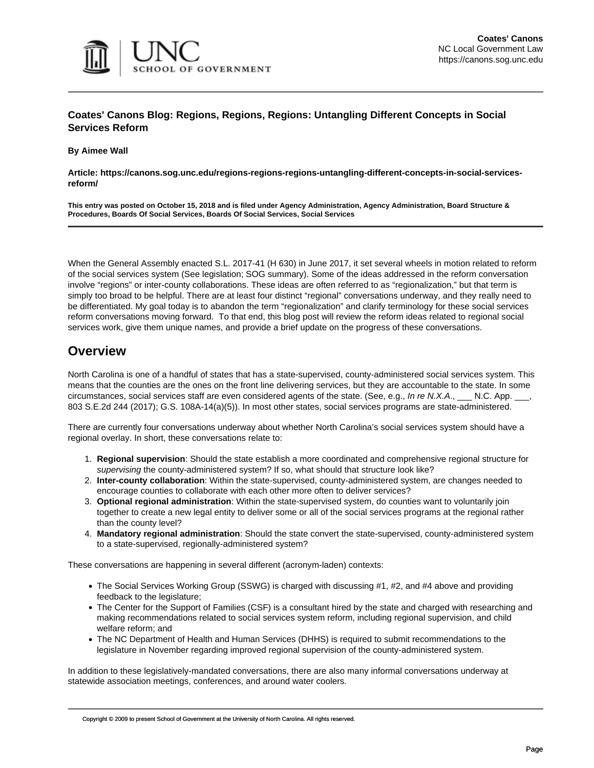# Coates' Canons Blog: Regions, Regions, Regions: Untangling Different Concepts in Social Services Reform

**By Aimee Wall**

**Article: https://canons.sog.unc.edu/regions-regions-regions-untangling-different-concepts-in-social-services-reform/**

**This entry was posted on October 15, 2018 and is filed under Agency Administration, Agency Administration, Board Structure & Procedures, Boards Of Social Services, Boards Of Social Services, Social Services**

---

When the General Assembly enacted S.L. 2017-41 (H 630) in June 2017, it set several wheels in motion related to reform of the social services system (See legislation; SOG summary). Some of the ideas addressed in the reform conversation involve "regions" or inter-county collaborations. These ideas are often referred to as "regionalization," but that term is simply too broad to be helpful. There are at least four distinct "regional" conversations underway, and they really need to be differentiated. My goal today is to abandon the term "regionalization" and clarify terminology for these social services reform conversations moving forward. To that end, this blog post will review the reform ideas related to regional social services work, give them unique names, and provide a brief update on the progress of these conversations.

## Overview

North Carolina is one of a handful of states that has a state-supervised, county-administered social services system. This means that the counties are the ones on the front line delivering services, but they are accountable to the state. In some circumstances, social services staff are even considered agents of the state. (See, e.g., *In re N.X.A.*, ___ N.C. App. ___, 803 S.E.2d 244 (2017); G.S. 108A-14(a)(5)). In most other states, social services programs are state-administered.

There are currently four conversations underway about whether North Carolina's social services system should have a regional overlay. In short, these conversations relate to:

1. **Regional supervision**: Should the state establish a more coordinated and comprehensive regional structure for *supervising* the county-administered system? If so, what should that structure look like?
2. **Inter-county collaboration**: Within the state-supervised, county-administered system, are changes needed to encourage counties to collaborate with each other more often to deliver services?
3. **Optional regional administration**: Within the state-supervised system, do counties want to voluntarily join together to create a new legal entity to deliver some or all of the social services programs at the regional rather than the county level?
4. **Mandatory regional administration**: Should the state convert the state-supervised, county-administered system to a state-supervised, regionally-administered system?

These conversations are happening in several different (acronym-laden) contexts:

- The Social Services Working Group (SSWG) is charged with discussing #1, #2, and #4 above and providing feedback to the legislature;
- The Center for the Support of Families (CSF) is a consultant hired by the state and charged with researching and making recommendations related to social services system reform, including regional supervision, and child welfare reform; and
- The NC Department of Health and Human Services (DHHS) is required to submit recommendations to the legislature in November regarding improved regional supervision of the county-administered system.

In addition to these legislatively-mandated conversations, there are also many informal conversations underway at statewide association meetings, conferences, and around water coolers.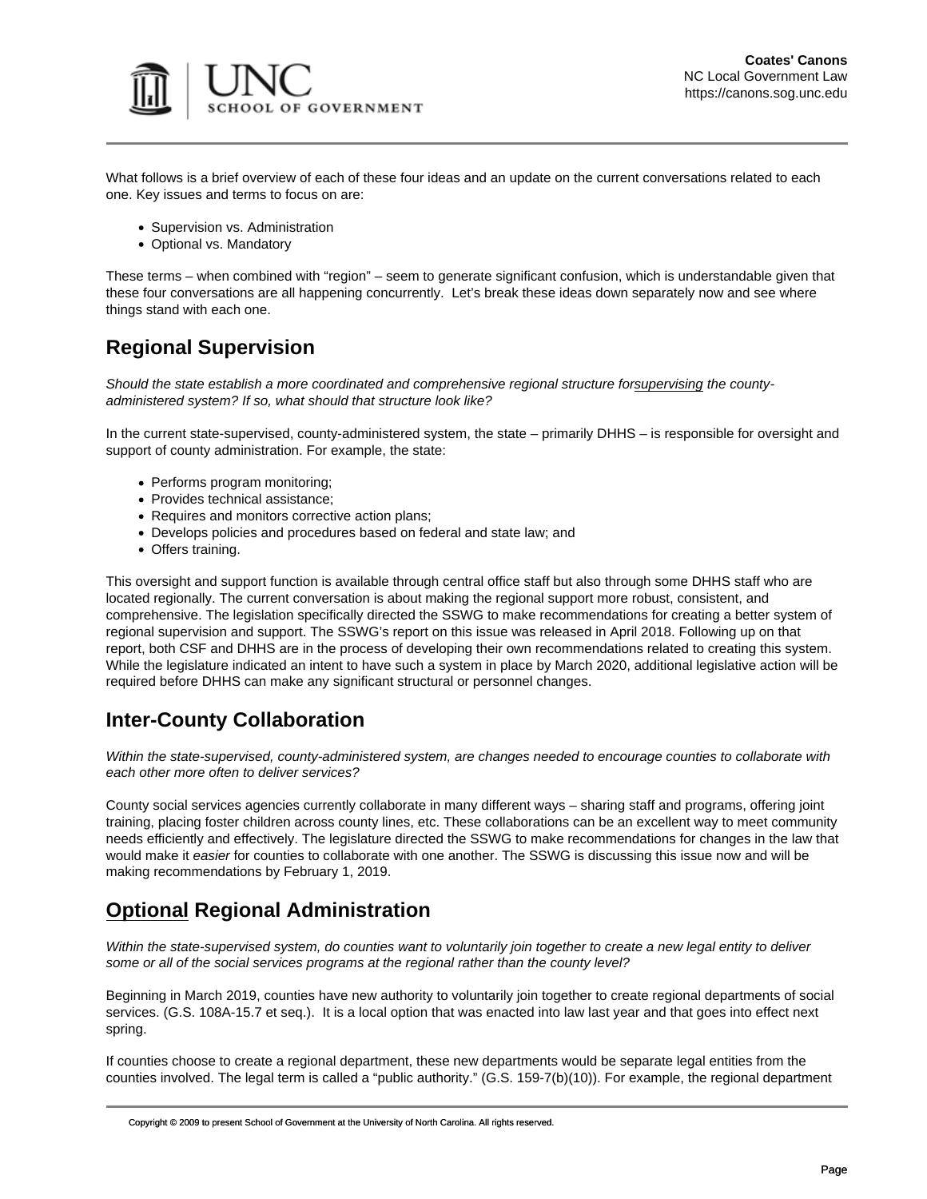What follows is a brief overview of each of these four ideas and an update on the current conversations related to each one. Key issues and terms to focus on are:

- Supervision vs. Administration
- Optional vs. Mandatory

These terms – when combined with "region" – seem to generate significant confusion, which is understandable given that these four conversations are all happening concurrently. Let's break these ideas down separately now and see where things stand with each one.

## Regional Supervision

*Should the state establish a more coordinated and comprehensive regional structure for supervising the county-administered system? If so, what should that structure look like?*

In the current state-supervised, county-administered system, the state – primarily DHHS – is responsible for oversight and support of county administration. For example, the state:

- Performs program monitoring;
- Provides technical assistance;
- Requires and monitors corrective action plans;
- Develops policies and procedures based on federal and state law; and
- Offers training.

This oversight and support function is available through central office staff but also through some DHHS staff who are located regionally. The current conversation is about making the regional support more robust, consistent, and comprehensive. The legislation specifically directed the SSWG to make recommendations for creating a better system of regional supervision and support. The SSWG's report on this issue was released in April 2018. Following up on that report, both CSF and DHHS are in the process of developing their own recommendations related to creating this system. While the legislature indicated an intent to have such a system in place by March 2020, additional legislative action will be required before DHHS can make any significant structural or personnel changes.

## Inter-County Collaboration

*Within the state-supervised, county-administered system, are changes needed to encourage counties to collaborate with each other more often to deliver services?*

County social services agencies currently collaborate in many different ways – sharing staff and programs, offering joint training, placing foster children across county lines, etc. These collaborations can be an excellent way to meet community needs efficiently and effectively. The legislature directed the SSWG to make recommendations for changes in the law that would make it *easier* for counties to collaborate with one another. The SSWG is discussing this issue now and will be making recommendations by February 1, 2019.

## Optional Regional Administration

*Within the state-supervised system, do counties want to voluntarily join together to create a new legal entity to deliver some or all of the social services programs at the regional rather than the county level?*

Beginning in March 2019, counties have new authority to voluntarily join together to create regional departments of social services. (G.S. 108A-15.7 et seq.). It is a local option that was enacted into law last year and that goes into effect next spring.

If counties choose to create a regional department, these new departments would be separate legal entities from the counties involved. The legal term is called a "public authority." (G.S. 159-7(b)(10)). For example, the regional department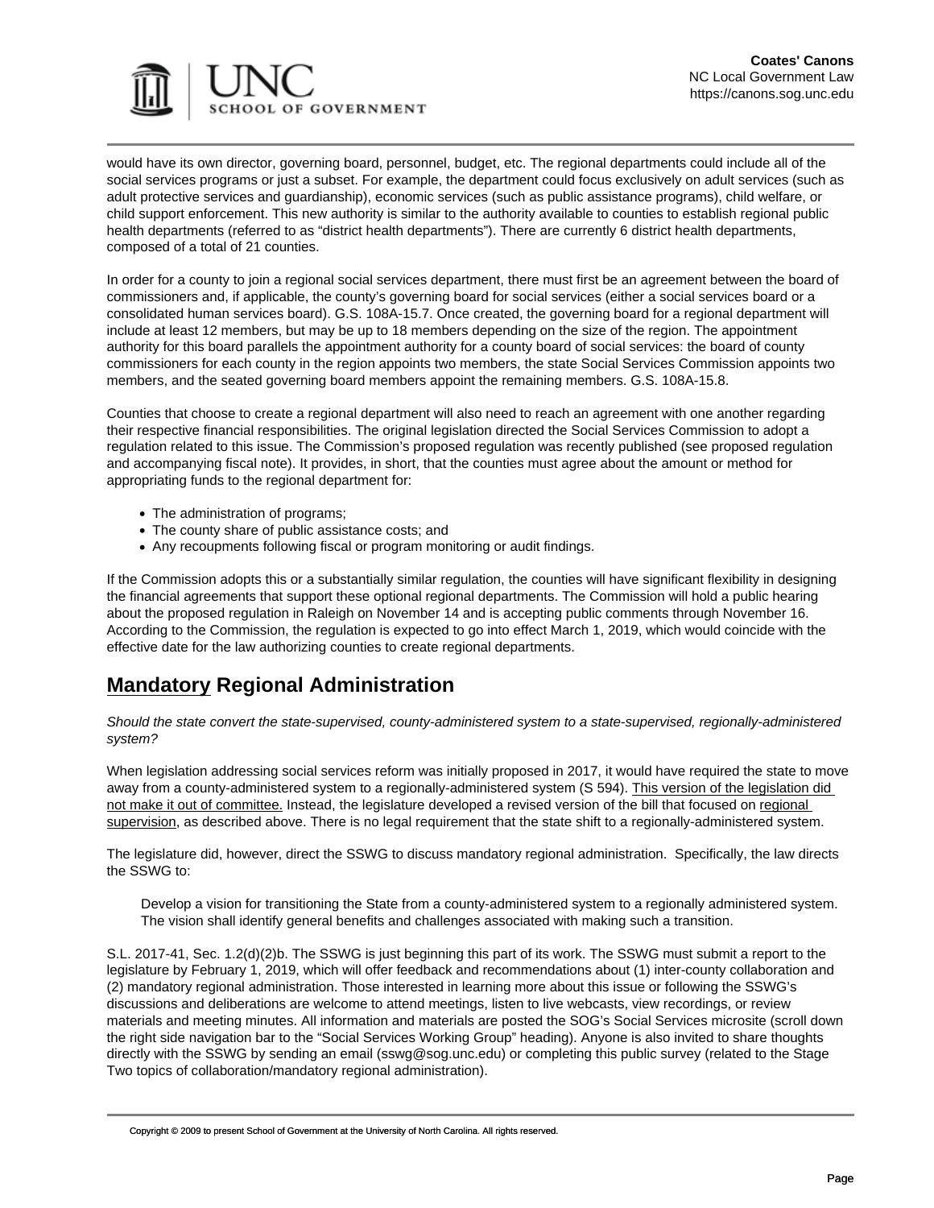would have its own director, governing board, personnel, budget, etc. The regional departments could include all of the social services programs or just a subset. For example, the department could focus exclusively on adult services (such as adult protective services and guardianship), economic services (such as public assistance programs), child welfare, or child support enforcement. This new authority is similar to the authority available to counties to establish regional public health departments (referred to as "district health departments"). There are currently 6 district health departments, composed of a total of 21 counties.

In order for a county to join a regional social services department, there must first be an agreement between the board of commissioners and, if applicable, the county's governing board for social services (either a social services board or a consolidated human services board). G.S. 108A-15.7. Once created, the governing board for a regional department will include at least 12 members, but may be up to 18 members depending on the size of the region. The appointment authority for this board parallels the appointment authority for a county board of social services: the board of county commissioners for each county in the region appoints two members, the state Social Services Commission appoints two members, and the seated governing board members appoint the remaining members. G.S. 108A-15.8.

Counties that choose to create a regional department will also need to reach an agreement with one another regarding their respective financial responsibilities. The original legislation directed the Social Services Commission to adopt a regulation related to this issue. The Commission's proposed regulation was recently published (see proposed regulation and accompanying fiscal note). It provides, in short, that the counties must agree about the amount or method for appropriating funds to the regional department for:

- The administration of programs;
- The county share of public assistance costs; and
- Any recoupments following fiscal or program monitoring or audit findings.

If the Commission adopts this or a substantially similar regulation, the counties will have significant flexibility in designing the financial agreements that support these optional regional departments. The Commission will hold a public hearing about the proposed regulation in Raleigh on November 14 and is accepting public comments through November 16. According to the Commission, the regulation is expected to go into effect March 1, 2019, which would coincide with the effective date for the law authorizing counties to create regional departments.

## Mandatory Regional Administration

*Should the state convert the state-supervised, county-administered system to a state-supervised, regionally-administered system?*

When legislation addressing social services reform was initially proposed in 2017, it would have required the state to move away from a county-administered system to a regionally-administered system (S 594). This version of the legislation did not make it out of committee. Instead, the legislature developed a revised version of the bill that focused on regional supervision, as described above. There is no legal requirement that the state shift to a regionally-administered system.

The legislature did, however, direct the SSWG to discuss mandatory regional administration. Specifically, the law directs the SSWG to:

> Develop a vision for transitioning the State from a county-administered system to a regionally administered system. The vision shall identify general benefits and challenges associated with making such a transition.

S.L. 2017-41, Sec. 1.2(d)(2)b. The SSWG is just beginning this part of its work. The SSWG must submit a report to the legislature by February 1, 2019, which will offer feedback and recommendations about (1) inter-county collaboration and (2) mandatory regional administration. Those interested in learning more about this issue or following the SSWG's discussions and deliberations are welcome to attend meetings, listen to live webcasts, view recordings, or review materials and meeting minutes. All information and materials are posted the SOG's Social Services microsite (scroll down the right side navigation bar to the "Social Services Working Group" heading). Anyone is also invited to share thoughts directly with the SSWG by sending an email (sswg@sog.unc.edu) or completing this public survey (related to the Stage Two topics of collaboration/mandatory regional administration).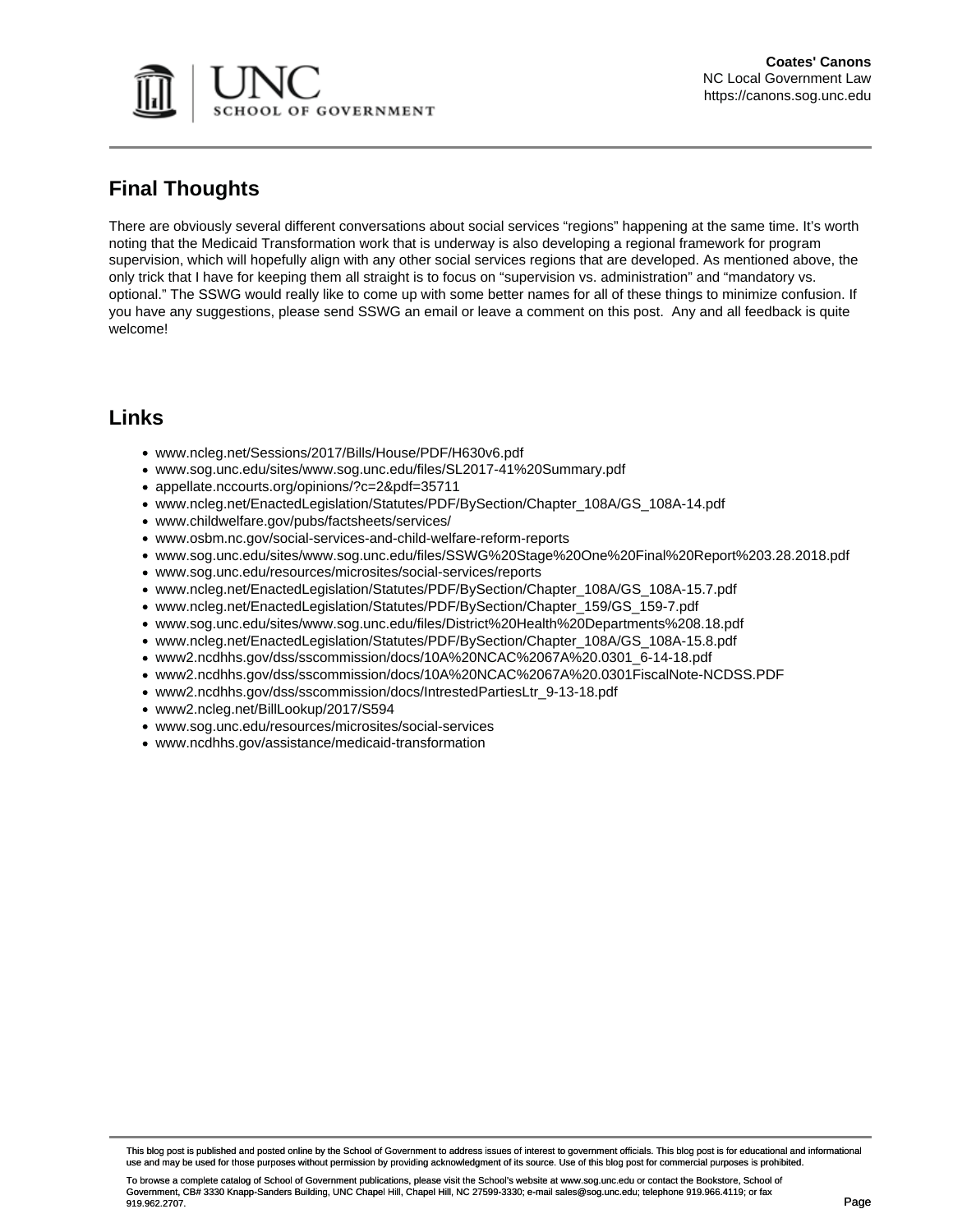## Final Thoughts

There are obviously several different conversations about social services "regions" happening at the same time. It's worth noting that the Medicaid Transformation work that is underway is also developing a regional framework for program supervision, which will hopefully align with any other social services regions that are developed. As mentioned above, the only trick that I have for keeping them all straight is to focus on "supervision vs. administration" and "mandatory vs. optional." The SSWG would really like to come up with some better names for all of these things to minimize confusion. If you have any suggestions, please send SSWG an email or leave a comment on this post. Any and all feedback is quite welcome!

## Links

- www.ncleg.net/Sessions/2017/Bills/House/PDF/H630v6.pdf
- www.sog.unc.edu/sites/www.sog.unc.edu/files/SL2017-41%20Summary.pdf
- appellate.nccourts.org/opinions/?c=2&pdf=35711
- www.ncleg.net/EnactedLegislation/Statutes/PDF/BySection/Chapter_108A/GS_108A-14.pdf
- www.childwelfare.gov/pubs/factsheets/services/
- www.osbm.nc.gov/social-services-and-child-welfare-reform-reports
- www.sog.unc.edu/sites/www.sog.unc.edu/files/SSWG%20Stage%20One%20Final%20Report%203.28.2018.pdf
- www.sog.unc.edu/resources/microsites/social-services/reports
- www.ncleg.net/EnactedLegislation/Statutes/PDF/BySection/Chapter_108A/GS_108A-15.7.pdf
- www.ncleg.net/EnactedLegislation/Statutes/PDF/BySection/Chapter_159/GS_159-7.pdf
- www.sog.unc.edu/sites/www.sog.unc.edu/files/District%20Health%20Departments%208.18.pdf
- www.ncleg.net/EnactedLegislation/Statutes/PDF/BySection/Chapter_108A/GS_108A-15.8.pdf
- www2.ncdhhs.gov/dss/sscommission/docs/10A%20NCAC%2067A%20.0301_6-14-18.pdf
- www2.ncdhhs.gov/dss/sscommission/docs/10A%20NCAC%2067A%20.0301FiscalNote-NCDSS.PDF
- www2.ncdhhs.gov/dss/sscommission/docs/IntrestedPartiesLtr_9-13-18.pdf
- www2.ncleg.net/BillLookup/2017/S594
- www.sog.unc.edu/resources/microsites/social-services
- www.ncdhhs.gov/assistance/medicaid-transformation